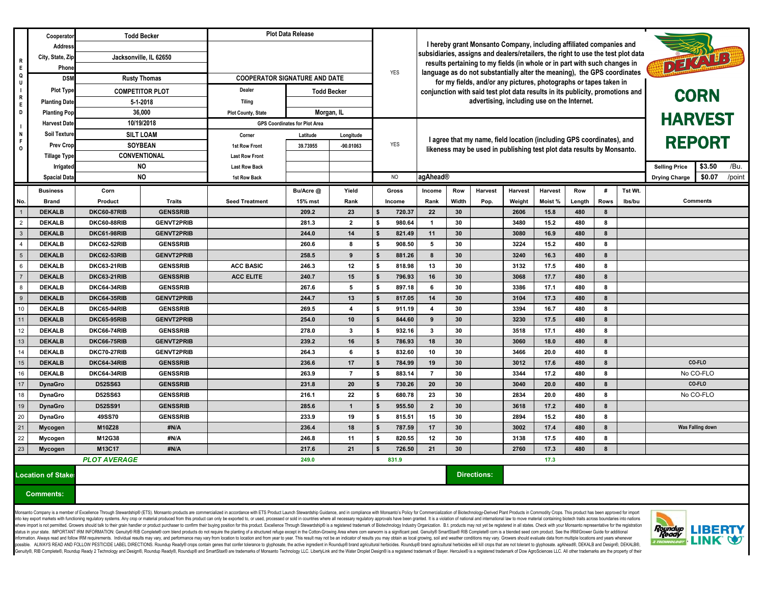# DEKALB CORN HARVEST REPORT

| | | | |
|---|---|---|---|
| **Cooperator** | Todd Becker | **Plot Data Release** | |
| **Address** | | | |
| **City, State, Zip** | Jacksonville, IL 62650 | | |
| **Phone** | | | |
| **DSM** | Rusty Thomas | **COOPERATOR SIGNATURE AND DATE** | |
| **Plot Type** | COMPETITOR PLOT | Dealer | Todd Becker |
| **Planting Date** | 5-1-2018 | Tiling | |
| **Planting Pop** | 36,000 | Plot County, State | Morgan, IL |
| **Harvest Date** | 10/19/2018 | GPS Coordinates for Plot Area | |
| **Soil Texture** | SILT LOAM | | |
| **Prev Crop** | SOYBEAN | | |
| **Tillage Type** | CONVENTIONAL | | |
| **Irrigated** | NO | | |
| **Spacial Data** | NO | | |

| Corner | Latitude | Longitude |
|---|---|---|
| 1st Row Front | 39.73955 | -90.01063 |
| Last Row Front | | |
| Last Row Back | | |
| 1st Row Back | | |

YES — I hereby grant Monsanto Company, including affiliated companies and subsidiaries, assigns and dealers/retailers, the right to use the test plot data results pertaining to my fields (in whole or in part with such changes in language as do not substantially alter the meaning), the GPS coordinates for my fields, and/or any pictures, photographs or tapes taken in conjunction with said test plot data results in its publicity, promotions and advertising, including use on the Internet.

YES — I agree that my name, field location (including GPS coordinates), and likeness may be used in publishing test plot data results by Monsanto.

NO — agAhead®

| Selling Price | $3.50 | /Bu. |
|---|---|---|
| Drying Charge | $0.07 | /point |

| No. | Business Brand | Corn Product | Traits | Seed Treatment | Bu/Acre @ 15% mst | Yield Rank | Gross Income | Income Rank | Row Width | Harvest Pop. | Harvest Weight | Harvest Moist % | Row Length | # Rows | Tst Wt. lbs/bu | Comments |
|---|---|---|---|---|---|---|---|---|---|---|---|---|---|---|---|---|
| 1 | DEKALB | DKC60-87RIB | GENSSRIB | | 209.2 | 23 | $ 720.37 | 22 | 30 | | 2606 | 15.8 | 480 | 8 | | |
| 2 | DEKALB | DKC60-88RIB | GENVT2PRIB | | 281.3 | 2 | $ 980.64 | 1 | 30 | | 3480 | 15.2 | 480 | 8 | | |
| 3 | DEKALB | DKC61-98RIB | GENVT2PRIB | | 244.0 | 14 | $ 821.49 | 11 | 30 | | 3080 | 16.9 | 480 | 8 | | |
| 4 | DEKALB | DKC62-52RIB | GENSSRIB | | 260.6 | 8 | $ 908.50 | 5 | 30 | | 3224 | 15.2 | 480 | 8 | | |
| 5 | DEKALB | DKC62-53RIB | GENVT2PRIB | | 258.5 | 9 | $ 881.26 | 8 | 30 | | 3240 | 16.3 | 480 | 8 | | |
| 6 | DEKALB | DKC63-21RIB | GENSSRIB | ACC BASIC | 246.3 | 12 | $ 818.98 | 13 | 30 | | 3132 | 17.5 | 480 | 8 | | |
| 7 | DEKALB | DKC63-21RIB | GENSSRIB | ACC ELITE | 240.7 | 15 | $ 796.93 | 16 | 30 | | 3068 | 17.7 | 480 | 8 | | |
| 8 | DEKALB | DKC64-34RIB | GENSSRIB | | 267.6 | 5 | $ 897.18 | 6 | 30 | | 3386 | 17.1 | 480 | 8 | | |
| 9 | DEKALB | DKC64-35RIB | GENVT2PRIB | | 244.7 | 13 | $ 817.05 | 14 | 30 | | 3104 | 17.3 | 480 | 8 | | |
| 10 | DEKALB | DKC65-94RIB | GENSSRIB | | 269.5 | 4 | $ 911.19 | 4 | 30 | | 3394 | 16.7 | 480 | 8 | | |
| 11 | DEKALB | DKC65-95RIB | GENVT2PRIB | | 254.0 | 10 | $ 844.60 | 9 | 30 | | 3230 | 17.5 | 480 | 8 | | |
| 12 | DEKALB | DKC66-74RIB | GENSSRIB | | 278.0 | 3 | $ 932.16 | 3 | 30 | | 3518 | 17.1 | 480 | 8 | | |
| 13 | DEKALB | DKC66-75RIB | GENVT2PRIB | | 239.2 | 16 | $ 786.93 | 18 | 30 | | 3060 | 18.0 | 480 | 8 | | |
| 14 | DEKALB | DKC70-27RIB | GENVT2PRIB | | 264.3 | 6 | $ 832.60 | 10 | 30 | | 3466 | 20.0 | 480 | 8 | | |
| 15 | DEKALB | DKC64-34RIB | GENSSRIB | | 236.6 | 17 | $ 784.99 | 19 | 30 | | 3012 | 17.6 | 480 | 8 | | CO-FLO |
| 16 | DEKALB | DKC64-34RIB | GENSSRIB | | 263.9 | 7 | $ 883.14 | 7 | 30 | | 3344 | 17.2 | 480 | 8 | | No CO-FLO |
| 17 | DynaGro | D52SS63 | GENSSRIB | | 231.8 | 20 | $ 730.26 | 20 | 30 | | 3040 | 20.0 | 480 | 8 | | CO-FLO |
| 18 | DynaGro | D52SS63 | GENSSRIB | | 216.1 | 22 | $ 680.78 | 23 | 30 | | 2834 | 20.0 | 480 | 8 | | No CO-FLO |
| 19 | DynaGro | D52SS91 | GENSSRIB | | 285.6 | 1 | $ 955.50 | 2 | 30 | | 3618 | 17.2 | 480 | 8 | | |
| 20 | DynaGro | 49SS70 | GENSSRIB | | 233.9 | 19 | $ 815.51 | 15 | 30 | | 2894 | 15.2 | 480 | 8 | | |
| 21 | Mycogen | M10Z28 | #N/A | | 236.4 | 18 | $ 787.59 | 17 | 30 | | 3002 | 17.4 | 480 | 8 | | Was Falling down |
| 22 | Mycogen | M12G38 | #N/A | | 246.8 | 11 | $ 820.55 | 12 | 30 | | 3138 | 17.5 | 480 | 8 | | |
| 23 | Mycogen | M13C17 | #N/A | | 217.6 | 21 | $ 726.50 | 21 | 30 | | 2760 | 17.3 | 480 | 8 | | |
| | | ***PLOT AVERAGE*** | | | 249.0 | | 831.9 | | | | | 17.3 | | | | |

**Location of Stakes:** 

**Directions:** 

**Comments:** 

Monsanto Company is a member of Excellence Through Stewardship® (ETS). Monsanto products are commercialized in accordance with ETS Product Launch Stewardship Guidance, and in compliance with Monsanto's Policy for Commercialization of Biotechnology-Derived Plant Products in Commodity Crops. This product has been approved for import into key export markets with functioning regulatory systems. Any crop or material produced from this product can only be exported to, or used, processed or sold in countries where all necessary regulatory approvals have been granted. It is a violation of national and international law to move material containing biotech traits across boundaries into nations where import is not permitted. Growers should talk to their grain handler or product purchaser to confirm their buying position for this product. Excellence Through Stewardship® is a registered trademark of Biotechnology Industry Organization. B.t. products may not yet be registered in all states. Check with your Monsanto representative for the registration status in your state. IMPORTANT IRM INFORMATION: Genuity® RIB Complete® corn blend products do not require the planting of a structured refuge except in the Cotton-Growing Area where corn earworm is a significant pest. Genuity® SmartStax® RIB Complete® corn is a blended seed corn product. See the IRM/Grower Guide for additional information. Always read and follow IRM requirements. Individual results may vary, and performance may vary from location to location and from year to year. This result may not be an indicator of results you may obtain as local growing, soil and weather conditions may vary. Growers should evaluate data from multiple locations and years whenever possible. ALWAYS READ AND FOLLOW PESTICIDE LABEL DIRECTIONS. Roundup Ready® crops contain genes that confer tolerance to glyphosate, the active ingredient in Roundup® brand agricultural herbicides. Roundup® brand agricultural herbicides will kill crops that are not tolerant to glyphosate. agAhead®, DEKALB and Design®, DEKALB®, Genuity®, RIB Complete®, Roundup Ready 2 Technology and Design®, Roundup Ready®, Roundup® and SmartStax® are trademarks of Monsanto Technology LLC. LibertyLink and the Water Droplet Design® is a registered trademark of Bayer. Herculex® is a registered trademark of Dow AgroSciences LLC. All other trademarks are the property of their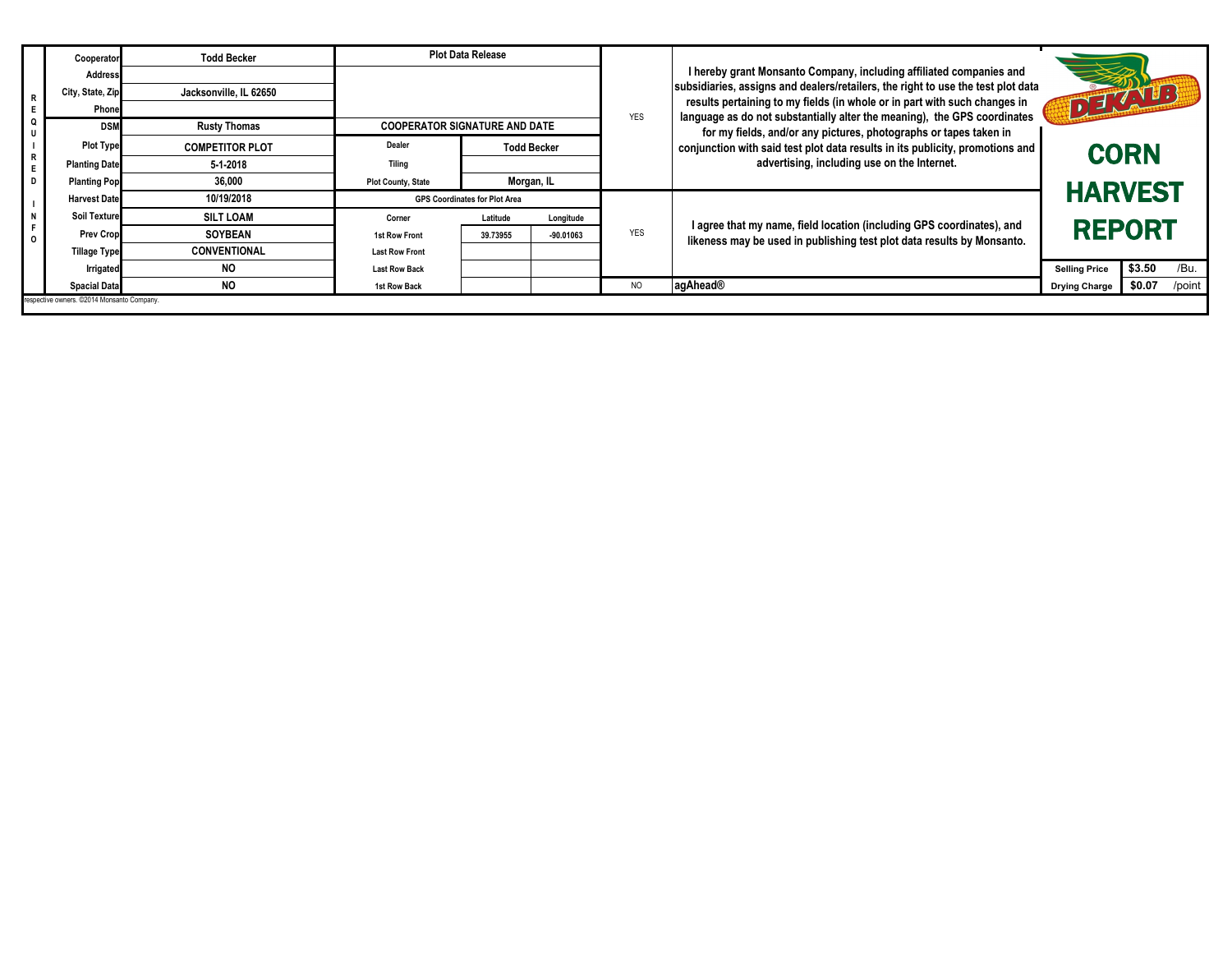# CORN HARVEST REPORT

| | | |
|---|---|---|
| REQUIRED INFO | Cooperator | Todd Becker |
| | Address | |
| | City, State, Zip | Jacksonville, IL 62650 |
| | Phone | |
| | DSM | Rusty Thomas |
| | Plot Type | COMPETITOR PLOT |
| | Planting Date | 5-1-2018 |
| | Planting Pop | 36,000 |
| | Harvest Date | 10/19/2018 |
| | Soil Texture | SILT LOAM |
| | Prev Crop | SOYBEAN |
| | Tillage Type | CONVENTIONAL |
| | Irrigated | NO |
| | Spacial Data | NO |

**Plot Data Release**

**COOPERATOR SIGNATURE AND DATE**

| | |
|---|---|
| Dealer | Todd Becker |
| Tiling | |
| Plot County, State | Morgan, IL |

**GPS Coordinates for Plot Area**

| Corner | Latitude | Longitude |
|---|---|---|
| 1st Row Front | 39.73955 | -90.01063 |
| Last Row Front | | |
| Last Row Back | | |
| 1st Row Back | | |

| | |
|---|---|
| YES | I hereby grant Monsanto Company, including affiliated companies and subsidiaries, assigns and dealers/retailers, the right to use the test plot data results pertaining to my fields (in whole or in part with such changes in language as do not substantially alter the meaning), the GPS coordinates for my fields, and/or any pictures, photographs or tapes taken in conjunction with said test plot data results in its publicity, promotions and advertising, including use on the Internet. |
| YES | I agree that my name, field location (including GPS coordinates), and likeness may be used in publishing test plot data results by Monsanto. |
| NO | agAhead® |

DEKALB®

| | | |
|---|---|---|
| Selling Price | $3.50 | /Bu. |
| Drying Charge | $0.07 | /point |

respective owners. ©2014 Monsanto Company.